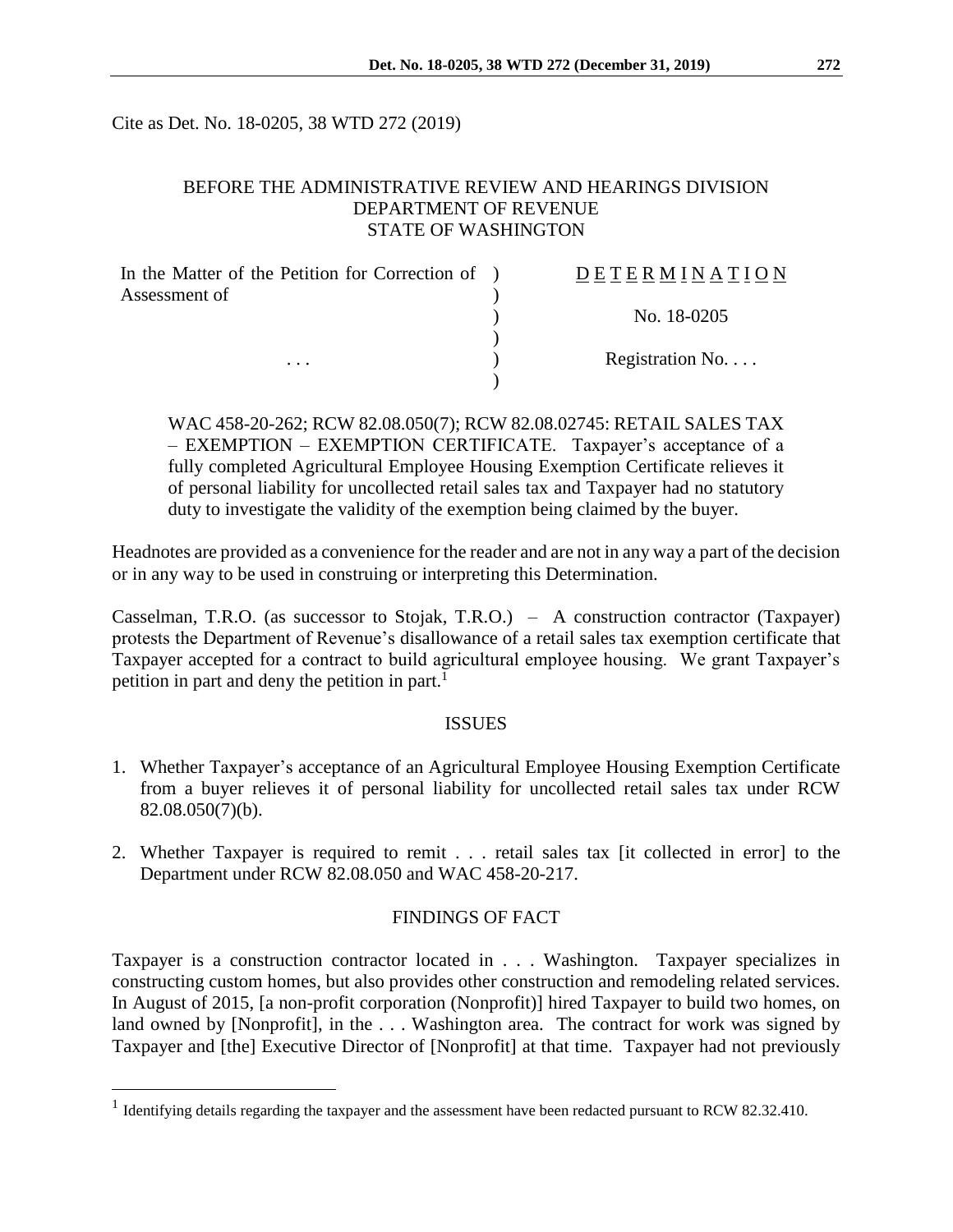Cite as Det. No. 18-0205, 38 WTD 272 (2019)

BEFORE THE ADMINISTRATIVE REVIEW AND HEARINGS DIVISION
DEPARTMENT OF REVENUE
STATE OF WASHINGTON

| In the Matter of the Petition for Correction of Assessment of | D E T E R M I N A T I O N |
|---|---|
| | No. 18-0205 |
| . . . | Registration No. . . . |

WAC 458-20-262; RCW 82.08.050(7); RCW 82.08.02745: RETAIL SALES TAX – EXEMPTION – EXEMPTION CERTIFICATE. Taxpayer's acceptance of a fully completed Agricultural Employee Housing Exemption Certificate relieves it of personal liability for uncollected retail sales tax and Taxpayer had no statutory duty to investigate the validity of the exemption being claimed by the buyer.

Headnotes are provided as a convenience for the reader and are not in any way a part of the decision or in any way to be used in construing or interpreting this Determination.

Casselman, T.R.O. (as successor to Stojak, T.R.O.) – A construction contractor (Taxpayer) protests the Department of Revenue's disallowance of a retail sales tax exemption certificate that Taxpayer accepted for a contract to build agricultural employee housing. We grant Taxpayer's petition in part and deny the petition in part.[1]

## ISSUES

1. Whether Taxpayer's acceptance of an Agricultural Employee Housing Exemption Certificate from a buyer relieves it of personal liability for uncollected retail sales tax under RCW 82.08.050(7)(b).
2. Whether Taxpayer is required to remit . . . retail sales tax [it collected in error] to the Department under RCW 82.08.050 and WAC 458-20-217.

## FINDINGS OF FACT

Taxpayer is a construction contractor located in . . . Washington. Taxpayer specializes in constructing custom homes, but also provides other construction and remodeling related services. In August of 2015, [a non-profit corporation (Nonprofit)] hired Taxpayer to build two homes, on land owned by [Nonprofit], in the . . . Washington area. The contract for work was signed by Taxpayer and [the] Executive Director of [Nonprofit] at that time. Taxpayer had not previously

[1] Identifying details regarding the taxpayer and the assessment have been redacted pursuant to RCW 82.32.410.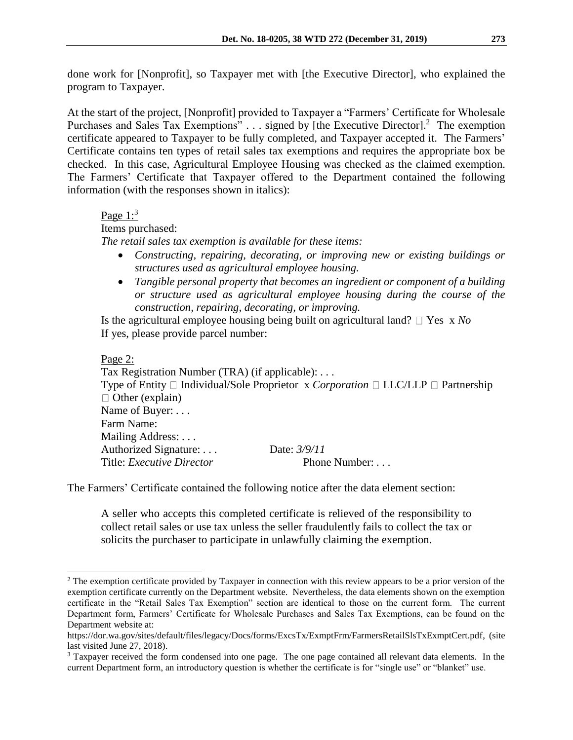done work for [Nonprofit], so Taxpayer met with [the Executive Director], who explained the program to Taxpayer.

At the start of the project, [Nonprofit] provided to Taxpayer a "Farmers' Certificate for Wholesale Purchases and Sales Tax Exemptions" . . . signed by [the Executive Director].[2] The exemption certificate appeared to Taxpayer to be fully completed, and Taxpayer accepted it. The Farmers' Certificate contains ten types of retail sales tax exemptions and requires the appropriate box be checked. In this case, Agricultural Employee Housing was checked as the claimed exemption. The Farmers' Certificate that Taxpayer offered to the Department contained the following information (with the responses shown in italics):

> Page 1:[3]
>
> Items purchased:
>
> *The retail sales tax exemption is available for these items:*
>
> - *Constructing, repairing, decorating, or improving new or existing buildings or structures used as agricultural employee housing.*
> - *Tangible personal property that becomes an ingredient or component of a building or structure used as agricultural employee housing during the course of the construction, repairing, decorating, or improving.*
>
> Is the agricultural employee housing being built on agricultural land? ☐ Yes x *No*
>
> If yes, please provide parcel number:
>
> Page 2:
>
> Tax Registration Number (TRA) (if applicable): . . .
>
> Type of Entity ☐ Individual/Sole Proprietor x *Corporation* ☐ LLC/LLP ☐ Partnership ☐ Other (explain)
>
> Name of Buyer: . . .
>
> Farm Name:
>
> Mailing Address: . . .
>
> Authorized Signature: . . . Date: *3/9/11*
>
> Title: *Executive Director* Phone Number: . . .

The Farmers' Certificate contained the following notice after the data element section:

> A seller who accepts this completed certificate is relieved of the responsibility to collect retail sales or use tax unless the seller fraudulently fails to collect the tax or solicits the purchaser to participate in unlawfully claiming the exemption.

---

[2] The exemption certificate provided by Taxpayer in connection with this review appears to be a prior version of the exemption certificate currently on the Department website. Nevertheless, the data elements shown on the exemption certificate in the "Retail Sales Tax Exemption" section are identical to those on the current form. The current Department form, Farmers' Certificate for Wholesale Purchases and Sales Tax Exemptions, can be found on the Department website at: https://dor.wa.gov/sites/default/files/legacy/Docs/forms/ExcsTx/ExmptFrm/FarmersRetailSlsTxExmptCert.pdf, (site last visited June 27, 2018).

[3] Taxpayer received the form condensed into one page. The one page contained all relevant data elements. In the current Department form, an introductory question is whether the certificate is for "single use" or "blanket" use.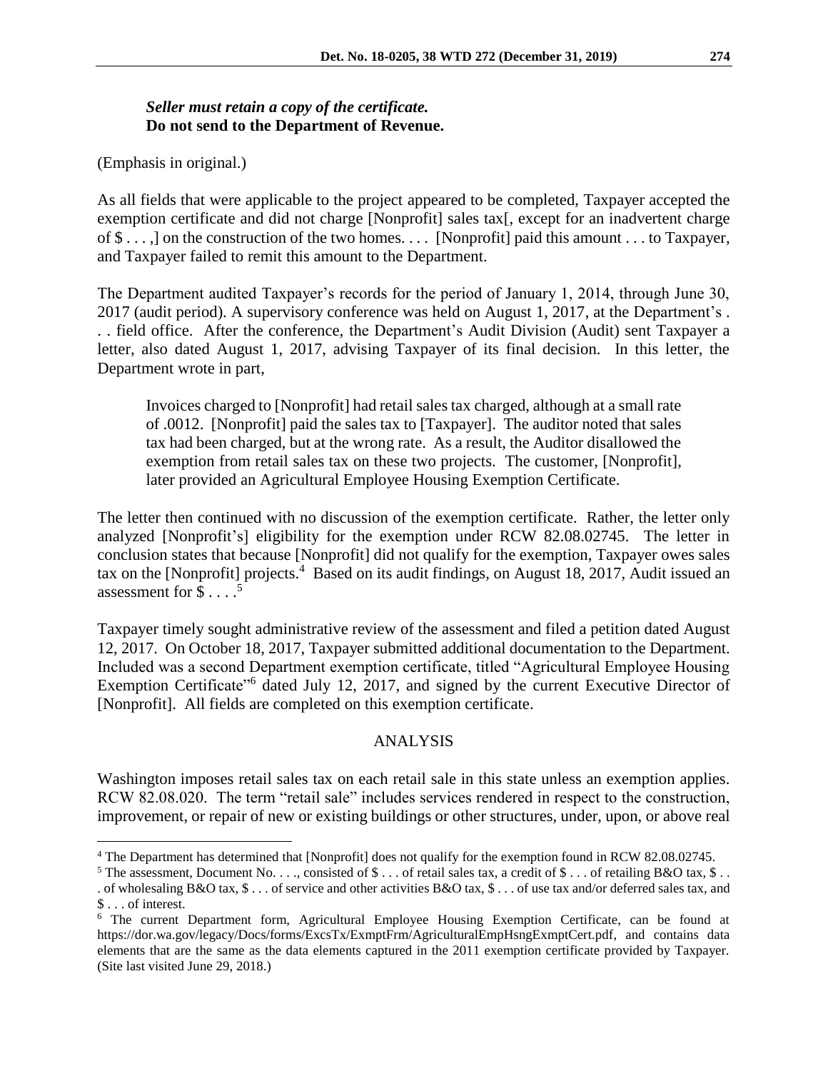> ***Seller must retain a copy of the certificate.***
> **Do not send to the Department of Revenue.**

(Emphasis in original.)

As all fields that were applicable to the project appeared to be completed, Taxpayer accepted the exemption certificate and did not charge [Nonprofit] sales tax[, except for an inadvertent charge of $ . . . ,] on the construction of the two homes. . . . [Nonprofit] paid this amount . . . to Taxpayer, and Taxpayer failed to remit this amount to the Department.

The Department audited Taxpayer's records for the period of January 1, 2014, through June 30, 2017 (audit period). A supervisory conference was held on August 1, 2017, at the Department's . . . field office. After the conference, the Department's Audit Division (Audit) sent Taxpayer a letter, also dated August 1, 2017, advising Taxpayer of its final decision. In this letter, the Department wrote in part,

> Invoices charged to [Nonprofit] had retail sales tax charged, although at a small rate of .0012. [Nonprofit] paid the sales tax to [Taxpayer]. The auditor noted that sales tax had been charged, but at the wrong rate. As a result, the Auditor disallowed the exemption from retail sales tax on these two projects. The customer, [Nonprofit], later provided an Agricultural Employee Housing Exemption Certificate.

The letter then continued with no discussion of the exemption certificate. Rather, the letter only analyzed [Nonprofit's] eligibility for the exemption under RCW 82.08.02745. The letter in conclusion states that because [Nonprofit] did not qualify for the exemption, Taxpayer owes sales tax on the [Nonprofit] projects.[4] Based on its audit findings, on August 18, 2017, Audit issued an assessment for $ . . . .[5]

Taxpayer timely sought administrative review of the assessment and filed a petition dated August 12, 2017. On October 18, 2017, Taxpayer submitted additional documentation to the Department. Included was a second Department exemption certificate, titled "Agricultural Employee Housing Exemption Certificate"[6] dated July 12, 2017, and signed by the current Executive Director of [Nonprofit]. All fields are completed on this exemption certificate.

## ANALYSIS

Washington imposes retail sales tax on each retail sale in this state unless an exemption applies. RCW 82.08.020. The term "retail sale" includes services rendered in respect to the construction, improvement, or repair of new or existing buildings or other structures, under, upon, or above real

---

[4] The Department has determined that [Nonprofit] does not qualify for the exemption found in RCW 82.08.02745.

[5] The assessment, Document No. . . ., consisted of $ . . . of retail sales tax, a credit of $ . . . of retailing B&O tax, $ . . . of wholesaling B&O tax, $ . . . of service and other activities B&O tax, $ . . . of use tax and/or deferred sales tax, and $ . . . of interest.

[6] The current Department form, Agricultural Employee Housing Exemption Certificate, can be found at https://dor.wa.gov/legacy/Docs/forms/ExcsTx/ExmptFrm/AgriculturalEmpHsngExmptCert.pdf, and contains data elements that are the same as the data elements captured in the 2011 exemption certificate provided by Taxpayer. (Site last visited June 29, 2018.)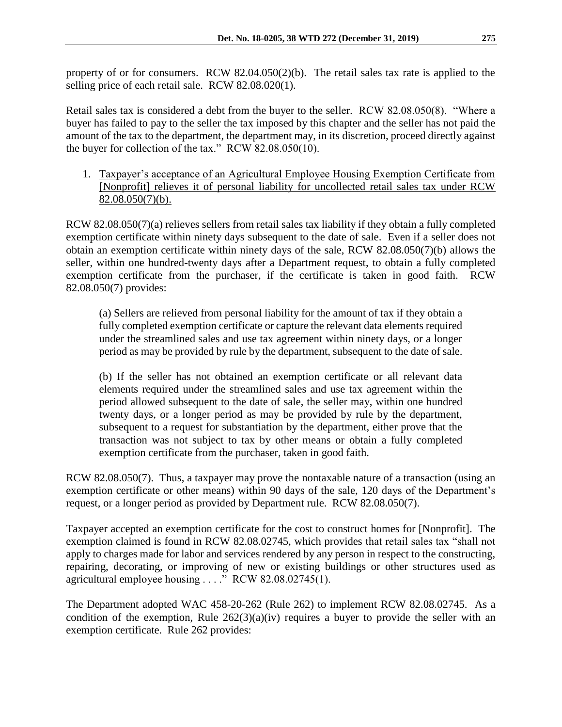property of or for consumers. RCW 82.04.050(2)(b). The retail sales tax rate is applied to the selling price of each retail sale. RCW 82.08.020(1).

Retail sales tax is considered a debt from the buyer to the seller. RCW 82.08.050(8). "Where a buyer has failed to pay to the seller the tax imposed by this chapter and the seller has not paid the amount of the tax to the department, the department may, in its discretion, proceed directly against the buyer for collection of the tax." RCW 82.08.050(10).

1. Taxpayer's acceptance of an Agricultural Employee Housing Exemption Certificate from [Nonprofit] relieves it of personal liability for uncollected retail sales tax under RCW 82.08.050(7)(b).

RCW 82.08.050(7)(a) relieves sellers from retail sales tax liability if they obtain a fully completed exemption certificate within ninety days subsequent to the date of sale. Even if a seller does not obtain an exemption certificate within ninety days of the sale, RCW 82.08.050(7)(b) allows the seller, within one hundred-twenty days after a Department request, to obtain a fully completed exemption certificate from the purchaser, if the certificate is taken in good faith. RCW 82.08.050(7) provides:

> (a) Sellers are relieved from personal liability for the amount of tax if they obtain a fully completed exemption certificate or capture the relevant data elements required under the streamlined sales and use tax agreement within ninety days, or a longer period as may be provided by rule by the department, subsequent to the date of sale.
>
> (b) If the seller has not obtained an exemption certificate or all relevant data elements required under the streamlined sales and use tax agreement within the period allowed subsequent to the date of sale, the seller may, within one hundred twenty days, or a longer period as may be provided by rule by the department, subsequent to a request for substantiation by the department, either prove that the transaction was not subject to tax by other means or obtain a fully completed exemption certificate from the purchaser, taken in good faith.

RCW 82.08.050(7). Thus, a taxpayer may prove the nontaxable nature of a transaction (using an exemption certificate or other means) within 90 days of the sale, 120 days of the Department's request, or a longer period as provided by Department rule. RCW 82.08.050(7).

Taxpayer accepted an exemption certificate for the cost to construct homes for [Nonprofit]. The exemption claimed is found in RCW 82.08.02745, which provides that retail sales tax "shall not apply to charges made for labor and services rendered by any person in respect to the constructing, repairing, decorating, or improving of new or existing buildings or other structures used as agricultural employee housing . . . ." RCW 82.08.02745(1).

The Department adopted WAC 458-20-262 (Rule 262) to implement RCW 82.08.02745. As a condition of the exemption, Rule 262(3)(a)(iv) requires a buyer to provide the seller with an exemption certificate. Rule 262 provides: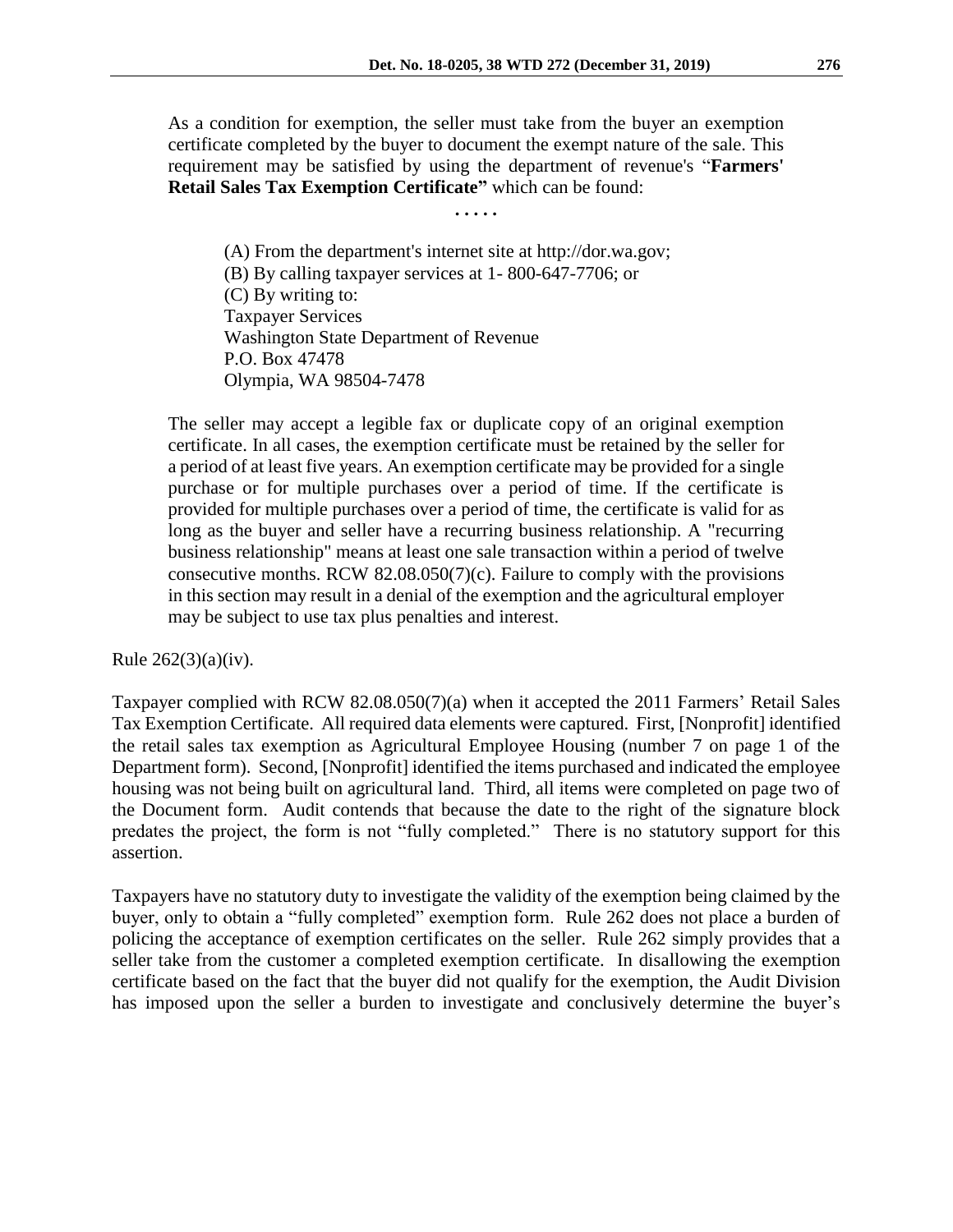> As a condition for exemption, the seller must take from the buyer an exemption certificate completed by the buyer to document the exempt nature of the sale. This requirement may be satisfied by using the department of revenue's "**Farmers' Retail Sales Tax Exemption Certificate"** which can be found:
>
> . . . . .
>
> (A) From the department's internet site at http://dor.wa.gov;
> (B) By calling taxpayer services at 1- 800-647-7706; or
> (C) By writing to:
> Taxpayer Services
> Washington State Department of Revenue
> P.O. Box 47478
> Olympia, WA 98504-7478
>
> The seller may accept a legible fax or duplicate copy of an original exemption certificate. In all cases, the exemption certificate must be retained by the seller for a period of at least five years. An exemption certificate may be provided for a single purchase or for multiple purchases over a period of time. If the certificate is provided for multiple purchases over a period of time, the certificate is valid for as long as the buyer and seller have a recurring business relationship. A "recurring business relationship" means at least one sale transaction within a period of twelve consecutive months. RCW 82.08.050(7)(c). Failure to comply with the provisions in this section may result in a denial of the exemption and the agricultural employer may be subject to use tax plus penalties and interest.

Rule 262(3)(a)(iv).

Taxpayer complied with RCW 82.08.050(7)(a) when it accepted the 2011 Farmers' Retail Sales Tax Exemption Certificate. All required data elements were captured. First, [Nonprofit] identified the retail sales tax exemption as Agricultural Employee Housing (number 7 on page 1 of the Department form). Second, [Nonprofit] identified the items purchased and indicated the employee housing was not being built on agricultural land. Third, all items were completed on page two of the Document form. Audit contends that because the date to the right of the signature block predates the project, the form is not "fully completed." There is no statutory support for this assertion.

Taxpayers have no statutory duty to investigate the validity of the exemption being claimed by the buyer, only to obtain a "fully completed" exemption form. Rule 262 does not place a burden of policing the acceptance of exemption certificates on the seller. Rule 262 simply provides that a seller take from the customer a completed exemption certificate. In disallowing the exemption certificate based on the fact that the buyer did not qualify for the exemption, the Audit Division has imposed upon the seller a burden to investigate and conclusively determine the buyer's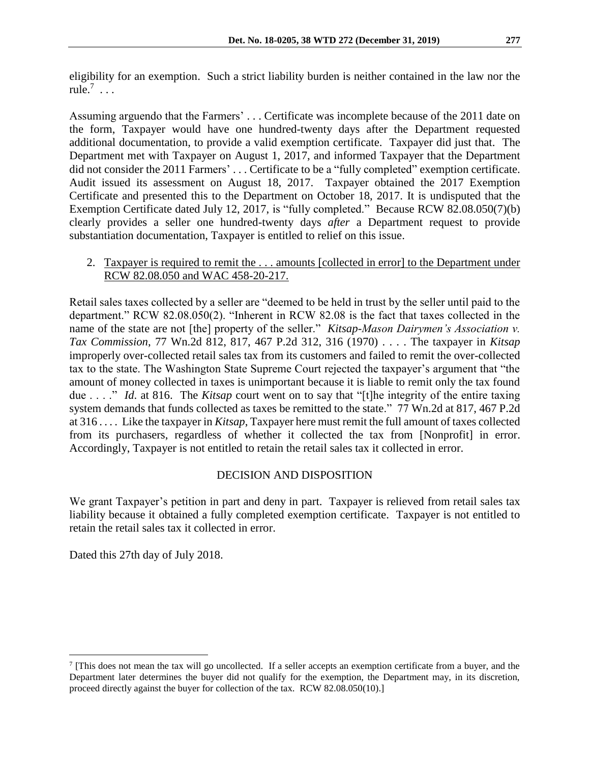eligibility for an exemption. Such a strict liability burden is neither contained in the law nor the rule.[7] . . .

Assuming arguendo that the Farmers' . . . Certificate was incomplete because of the 2011 date on the form, Taxpayer would have one hundred-twenty days after the Department requested additional documentation, to provide a valid exemption certificate. Taxpayer did just that. The Department met with Taxpayer on August 1, 2017, and informed Taxpayer that the Department did not consider the 2011 Farmers' . . . Certificate to be a "fully completed" exemption certificate. Audit issued its assessment on August 18, 2017. Taxpayer obtained the 2017 Exemption Certificate and presented this to the Department on October 18, 2017. It is undisputed that the Exemption Certificate dated July 12, 2017, is "fully completed." Because RCW 82.08.050(7)(b) clearly provides a seller one hundred-twenty days *after* a Department request to provide substantiation documentation, Taxpayer is entitled to relief on this issue.

2. <u>Taxpayer is required to remit the . . . amounts [collected in error] to the Department under RCW 82.08.050 and WAC 458-20-217.</u>

Retail sales taxes collected by a seller are "deemed to be held in trust by the seller until paid to the department." RCW 82.08.050(2). "Inherent in RCW 82.08 is the fact that taxes collected in the name of the state are not [the] property of the seller." *Kitsap-Mason Dairymen's Association v. Tax Commission*, 77 Wn.2d 812, 817, 467 P.2d 312, 316 (1970) . . . . The taxpayer in *Kitsap* improperly over-collected retail sales tax from its customers and failed to remit the over-collected tax to the state. The Washington State Supreme Court rejected the taxpayer's argument that "the amount of money collected in taxes is unimportant because it is liable to remit only the tax found due . . . ." *Id*. at 816. The *Kitsap* court went on to say that "[t]he integrity of the entire taxing system demands that funds collected as taxes be remitted to the state." 77 Wn.2d at 817, 467 P.2d at 316 . . . . Like the taxpayer in *Kitsap*, Taxpayer here must remit the full amount of taxes collected from its purchasers, regardless of whether it collected the tax from [Nonprofit] in error. Accordingly, Taxpayer is not entitled to retain the retail sales tax it collected in error.

## DECISION AND DISPOSITION

We grant Taxpayer's petition in part and deny in part. Taxpayer is relieved from retail sales tax liability because it obtained a fully completed exemption certificate. Taxpayer is not entitled to retain the retail sales tax it collected in error.

Dated this 27th day of July 2018.

---

[7] [This does not mean the tax will go uncollected. If a seller accepts an exemption certificate from a buyer, and the Department later determines the buyer did not qualify for the exemption, the Department may, in its discretion, proceed directly against the buyer for collection of the tax. RCW 82.08.050(10).]